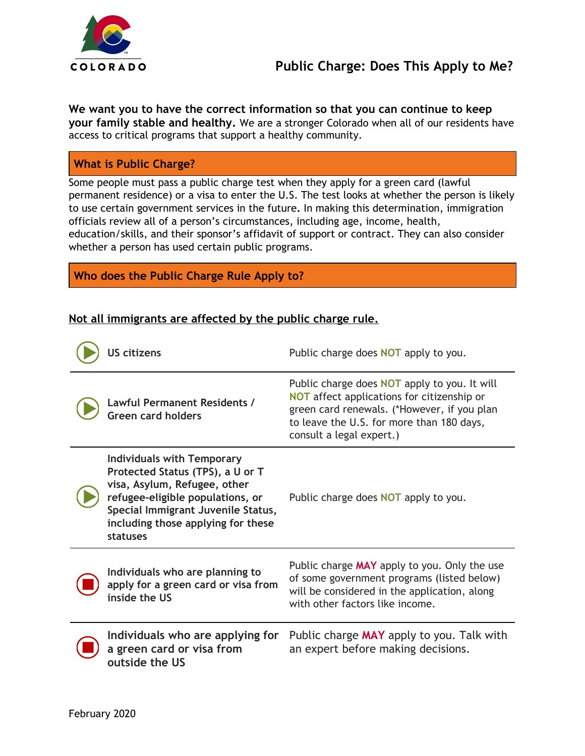COLORADO

# Public Charge: Does This Apply to Me?

**We want you to have the correct information so that you can continue to keep your family stable and healthy.** We are a stronger Colorado when all of our residents have access to critical programs that support a healthy community.

## What is Public Charge?

Some people must pass a public charge test when they apply for a green card (lawful permanent residence) or a visa to enter the U.S. The test looks at whether the person is likely to use certain government services in the future. In making this determination, immigration officials review all of a person's circumstances, including age, income, health, education/skills, and their sponsor's affidavit of support or contract. They can also consider whether a person has used certain public programs.

## Who does the Public Charge Rule Apply to?

**Not all immigrants are affected by the public charge rule.**

| Who | Does it apply? |
|---|---|
| **US citizens** | Public charge does **NOT** apply to you. |
| **Lawful Permanent Residents / Green card holders** | Public charge does **NOT** apply to you. It will **NOT** affect applications for citizenship or green card renewals. (*However, if you plan to leave the U.S. for more than 180 days, consult a legal expert.) |
| **Individuals with Temporary Protected Status (TPS), a U or T visa, Asylum, Refugee, other refugee-eligible populations, or Special Immigrant Juvenile Status, including those applying for these statuses** | Public charge does **NOT** apply to you. |
| **Individuals who are planning to apply for a green card or visa from inside the US** | Public charge **MAY** apply to you. Only the use of some government programs (listed below) will be considered in the application, along with other factors like income. |
| **Individuals who are applying for a green card or visa from outside the US** | Public charge **MAY** apply to you. Talk with an expert before making decisions. |

February 2020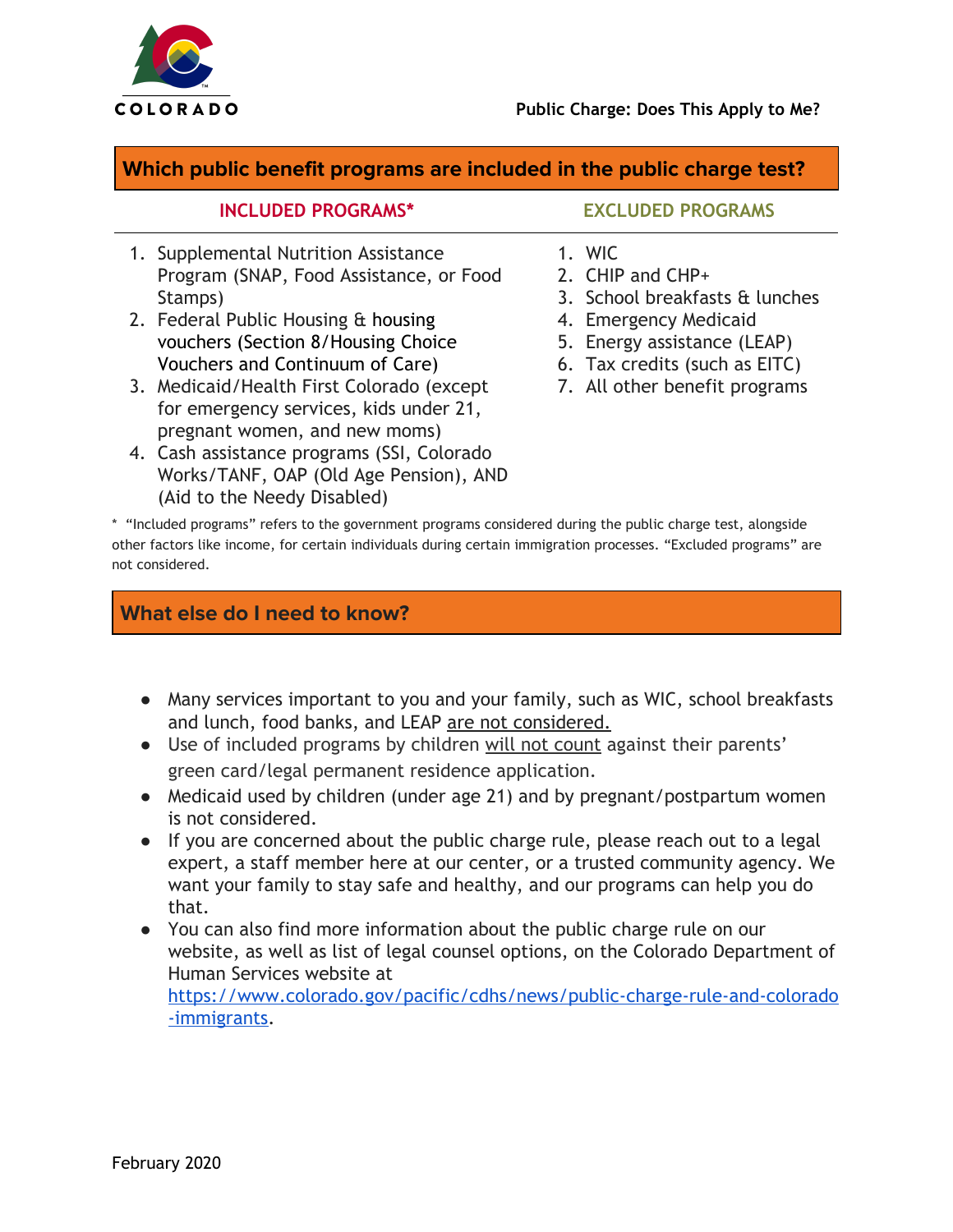COLORADO

**Public Charge: Does This Apply to Me?**

## Which public benefit programs are included in the public charge test?

### INCLUDED PROGRAMS*

1. Supplemental Nutrition Assistance Program (SNAP, Food Assistance, or Food Stamps)
2. Federal Public Housing & housing vouchers (Section 8/Housing Choice Vouchers and Continuum of Care)
3. Medicaid/Health First Colorado (except for emergency services, kids under 21, pregnant women, and new moms)
4. Cash assistance programs (SSI, Colorado Works/TANF, OAP (Old Age Pension), AND (Aid to the Needy Disabled)

### EXCLUDED PROGRAMS

1. WIC
2. CHIP and CHP+
3. School breakfasts & lunches
4. Emergency Medicaid
5. Energy assistance (LEAP)
6. Tax credits (such as EITC)
7. All other benefit programs

\* "Included programs" refers to the government programs considered during the public charge test, alongside other factors like income, for certain individuals during certain immigration processes. "Excluded programs" are not considered.

## What else do I need to know?

- Many services important to you and your family, such as WIC, school breakfasts and lunch, food banks, and LEAP are not considered.
- Use of included programs by children will not count against their parents' green card/legal permanent residence application.
- Medicaid used by children (under age 21) and by pregnant/postpartum women is not considered.
- If you are concerned about the public charge rule, please reach out to a legal expert, a staff member here at our center, or a trusted community agency. We want your family to stay safe and healthy, and our programs can help you do that.
- You can also find more information about the public charge rule on our website, as well as list of legal counsel options, on the Colorado Department of Human Services website at https://www.colorado.gov/pacific/cdhs/news/public-charge-rule-and-colorado-immigrants.

February 2020